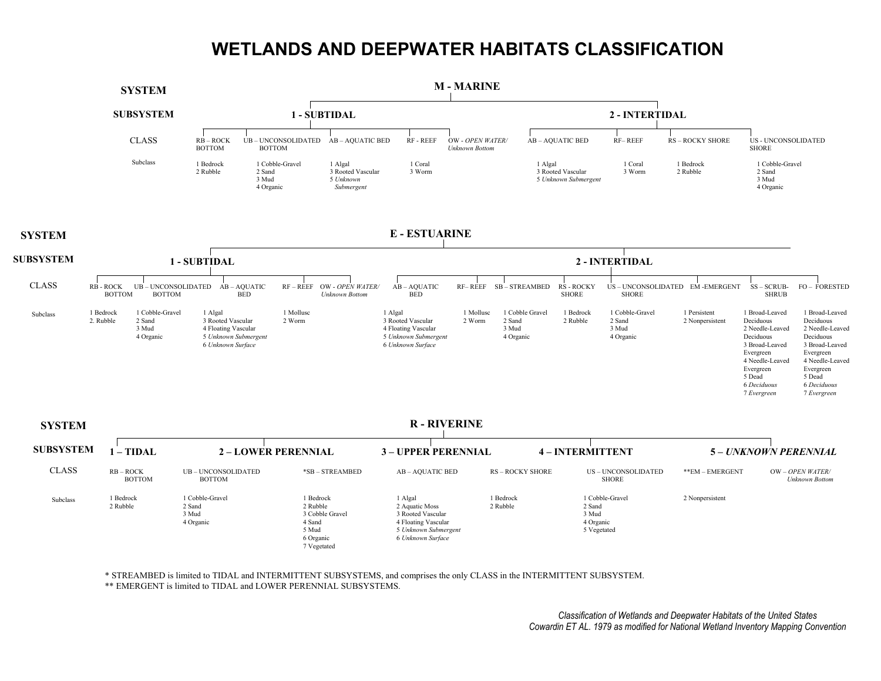# WETLANDS AND DEEPWATER HABITATS CLASSIFICATION

## M - MARINE

**SYSTEM:** M - MARINE

### 1 - SUBTIDAL

| CLASS | RB – ROCK BOTTOM | UB – UNCONSOLIDATED BOTTOM | AB – AQUATIC BED | RF - REEF | OW - *OPEN WATER/ Unknown Bottom* |
|---|---|---|---|---|---|
| Subclass | 1 Bedrock<br>2 Rubble | 1 Cobble-Gravel<br>2 Sand<br>3 Mud<br>4 Organic | 1 Algal<br>3 Rooted Vascular<br>*5 Unknown Submergent* | 1 Coral<br>3 Worm | |

### 2 - INTERTIDAL

| CLASS | AB – AQUATIC BED | RF– REEF | RS – ROCKY SHORE | US - UNCONSOLIDATED SHORE |
|---|---|---|---|---|
| Subclass | 1 Algal<br>3 Rooted Vascular<br>*5 Unknown Submergent* | 1 Coral<br>3 Worm | 1 Bedrock<br>2 Rubble | 1 Cobble-Gravel<br>2 Sand<br>3 Mud<br>4 Organic |

## E - ESTUARINE

**SYSTEM:** E - ESTUARINE

### 1 - SUBTIDAL

| CLASS | RB - ROCK BOTTOM | UB – UNCONSOLIDATED BOTTOM | AB – AQUATIC BED | RF – REEF | OW - *OPEN WATER/ Unknown Bottom* |
|---|---|---|---|---|---|
| Subclass | 1 Bedrock<br>2. Rubble | 1 Cobble-Gravel<br>2 Sand<br>3 Mud<br>4 Organic | 1 Algal<br>3 Rooted Vascular<br>4 Floating Vascular<br>*5 Unknown Submergent*<br>*6 Unknown Surface* | 1 Mollusc<br>2 Worm | |

### 2 - INTERTIDAL

| CLASS | AB – AQUATIC BED | RF– REEF | SB – STREAMBED | RS - ROCKY SHORE | US – UNCONSOLIDATED SHORE | EM -EMERGENT | SS – SCRUB-SHRUB | FO – FORESTED |
|---|---|---|---|---|---|---|---|---|
| Subclass | 1 Algal<br>3 Rooted Vascular<br>4 Floating Vascular<br>*5 Unknown Submergent*<br>*6 Unknown Surface* | 1 Mollusc<br>2 Worm | 1 Cobble Gravel<br>2 Sand<br>3 Mud<br>4 Organic | 1 Bedrock<br>2 Rubble | 1 Cobble-Gravel<br>2 Sand<br>3 Mud<br>4 Organic | 1 Persistent<br>2 Nonpersistent | 1 Broad-Leaved Deciduous<br>2 Needle-Leaved Deciduous<br>3 Broad-Leaved Evergreen<br>4 Needle-Leaved Evergreen<br>5 Dead<br>6 *Deciduous*<br>7 *Evergreen* | 1 Broad-Leaved Deciduous<br>2 Needle-Leaved Deciduous<br>3 Broad-Leaved Evergreen<br>4 Needle-Leaved Evergreen<br>5 Dead<br>6 *Deciduous*<br>7 *Evergreen* |

## R - RIVERINE

**SYSTEM:** R - RIVERINE

**SUBSYSTEM:** 1 – TIDAL; 2 – LOWER PERENNIAL; 3 – UPPER PERENNIAL; 4 – INTERMITTENT; 5 – *UNKNOWN PERENNIAL*

| CLASS | RB – ROCK BOTTOM | UB – UNCONSOLIDATED BOTTOM | *SB – STREAMBED | AB – AQUATIC BED | RS – ROCKY SHORE | US – UNCONSOLIDATED SHORE | **EM – EMERGENT | OW – *OPEN WATER/ Unknown Bottom* |
|---|---|---|---|---|---|---|---|---|
| Subclass | 1 Bedrock<br>2 Rubble | 1 Cobble-Gravel<br>2 Sand<br>3 Mud<br>4 Organic | 1 Bedrock<br>2 Rubble<br>3 Cobble Gravel<br>4 Sand<br>5 Mud<br>6 Organic<br>7 Vegetated | 1 Algal<br>2 Aquatic Moss<br>3 Rooted Vascular<br>4 Floating Vascular<br>*5 Unknown Submergent*<br>*6 Unknown Surface* | 1 Bedrock<br>2 Rubble | 1 Cobble-Gravel<br>2 Sand<br>3 Mud<br>4 Organic<br>5 Vegetated | 2 Nonpersistent | |

\* STREAMBED is limited to TIDAL and INTERMITTENT SUBSYSTEMS, and comprises the only CLASS in the INTERMITTENT SUBSYSTEM.

\*\* EMERGENT is limited to TIDAL and LOWER PERENNIAL SUBSYSTEMS.

*Classification of Wetlands and Deepwater Habitats of the United States*
*Cowardin ET AL. 1979 as modified for National Wetland Inventory Mapping Convention*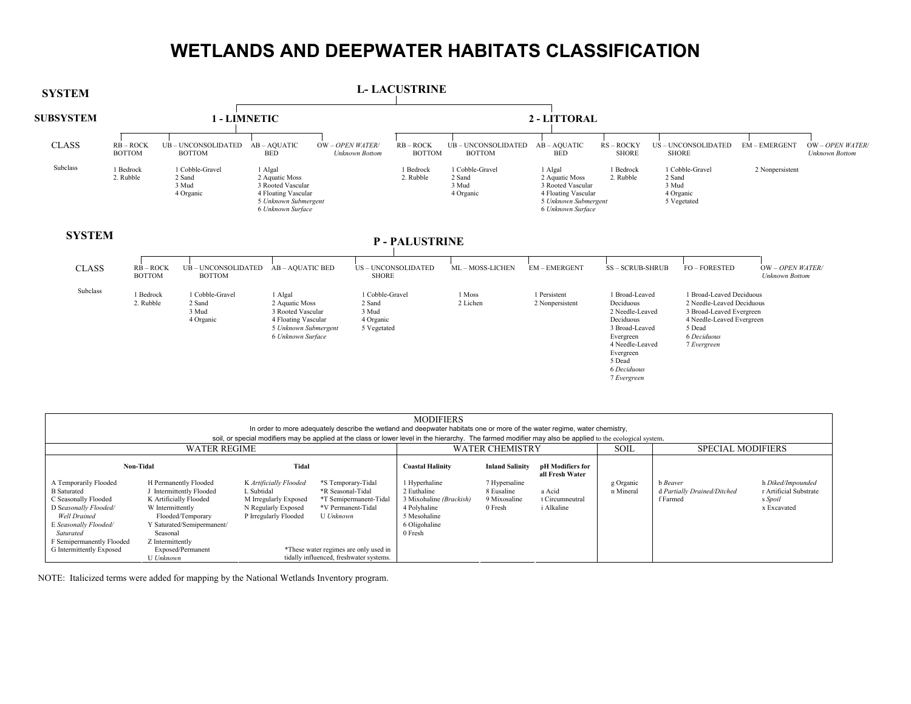# WETLANDS AND DEEPWATER HABITATS CLASSIFICATION

## SYSTEM: L- LACUSTRINE

### SUBSYSTEM: 1 - LIMNETIC

| CLASS | RB – ROCK BOTTOM | UB – UNCONSOLIDATED BOTTOM | AB – AQUATIC BED | OW – *OPEN WATER/ Unknown Bottom* |
|---|---|---|---|---|
| Subclass | 1 Bedrock<br>2. Rubble | 1 Cobble-Gravel<br>2 Sand<br>3 Mud<br>4 Organic | 1 Algal<br>2 Aquatic Moss<br>3 Rooted Vascular<br>4 Floating Vascular<br>5 *Unknown Submergent*<br>6 *Unknown Surface* | |

### SUBSYSTEM: 2 - LITTORAL

| CLASS | RB – ROCK BOTTOM | UB – UNCONSOLIDATED BOTTOM | AB – AQUATIC BED | RS – ROCKY SHORE | US – UNCONSOLIDATED SHORE | EM – EMERGENT | OW – *OPEN WATER/ Unknown Bottom* |
|---|---|---|---|---|---|---|---|
| Subclass | 1 Bedrock<br>2. Rubble | 1 Cobble-Gravel<br>2 Sand<br>3 Mud<br>4 Organic | 1 Algal<br>2 Aquatic Moss<br>3 Rooted Vascular<br>4 Floating Vascular<br>5 *Unknown Submergent*<br>6 *Unknown Surface* | 1 Bedrock<br>2. Rubble | 1 Cobble-Gravel<br>2 Sand<br>3 Mud<br>4 Organic<br>5 Vegetated | 2 Nonpersistent | |

## SYSTEM: P - PALUSTRINE

| CLASS | RB – ROCK BOTTOM | UB – UNCONSOLIDATED BOTTOM | AB – AQUATIC BED | US – UNCONSOLIDATED SHORE | ML – MOSS-LICHEN | EM – EMERGENT | SS – SCRUB-SHRUB | FO – FORESTED | OW – *OPEN WATER/ Unknown Bottom* |
|---|---|---|---|---|---|---|---|---|---|
| Subclass | 1 Bedrock<br>2. Rubble | 1 Cobble-Gravel<br>2 Sand<br>3 Mud<br>4 Organic | 1 Algal<br>2 Aquatic Moss<br>3 Rooted Vascular<br>4 Floating Vascular<br>5 *Unknown Submergent*<br>6 *Unknown Surface* | 1 Cobble-Gravel<br>2 Sand<br>3 Mud<br>4 Organic<br>5 Vegetated | 1 Moss<br>2 Lichen | 1 Persistent<br>2 Nonpersistent | 1 Broad-Leaved Deciduous<br>2 Needle-Leaved Deciduous<br>3 Broad-Leaved Evergreen<br>4 Needle-Leaved Evergreen<br>5 Dead<br>6 *Deciduous*<br>7 *Evergreen* | 1 Broad-Leaved Deciduous<br>2 Needle-Leaved Deciduous<br>3 Broad-Leaved Evergreen<br>4 Needle-Leaved Evergreen<br>5 Dead<br>6 *Deciduous*<br>7 *Evergreen* | |

## MODIFIERS

In order to more adequately describe the wetland and deepwater habitats one or more of the water regime, water chemistry, soil, or special modifiers may be applied at the class or lower level in the hierarchy. The farmed modifier may also be applied to the ecological system.

| WATER REGIME | | | | WATER CHEMISTRY | | | SOIL | SPECIAL MODIFIERS | |
|---|---|---|---|---|---|---|---|---|---|
| Non-Tidal | | Tidal | | Coastal Halinity | Inland Salinity | pH Modifiers for all Fresh Water | | | |
| A Temporarily Flooded<br>B Saturated<br>C Seasonally Flooded<br>D *Seasonally Flooded/ Well Drained*<br>E *Seasonally Flooded/ Saturated*<br>F Semipermanently Flooded<br>G Intermittently Exposed | H Permanently Flooded<br>J Intermittently Flooded<br>K Artificially Flooded<br>W Intermittently Flooded/Temporary<br>Y Saturated/Semipermanent/ Seasonal<br>Z Intermittently Exposed/Permanent<br>U *Unknown* | K *Artificially Flooded*<br>L Subtidal<br>M Irregularly Exposed<br>N Regularly Exposed<br>P Irregularly Flooded | *S Temporary-Tidal<br>*R Seasonal-Tidal<br>*T Semipermanent-Tidal<br>*V Permanent-Tidal<br>U *Unknown*<br><br>*These water regimes are only used in tidally influenced, freshwater systems. | 1 Hyperhaline<br>2 Euthaline<br>3 Mixohaline *(Brackish)*<br>4 Polyhaline<br>5 Mesohaline<br>6 Oligohaline<br>0 Fresh | 7 Hypersaline<br>8 Eusaline<br>9 Mixosaline<br>0 Fresh | a Acid<br>t Circumneutral<br>i Alkaline | g Organic<br>n Mineral | b *Beaver*<br>d *Partially Drained/Ditched*<br>f Farmed | h *Diked/Impounded*<br>r Artificial Substrate<br>s *Spoil*<br>x Excavated |

NOTE: Italicized terms were added for mapping by the National Wetlands Inventory program.